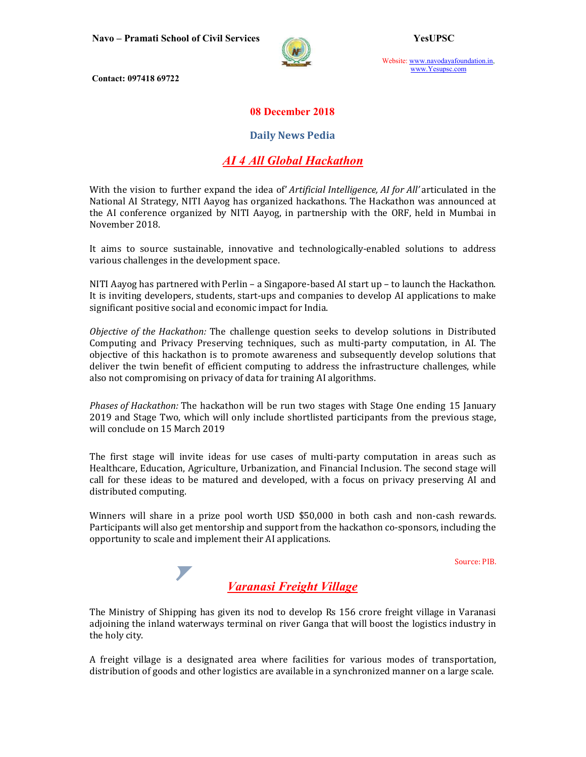**08 December 2018**

## Daily News Pedia

# *AI 4 All Global Hackathon*

With the vision to further expand the idea of' *Artificial Intelligence, AI for All'* articulated in the National AI Strategy, NITI Aayog has organized hackathons. The Hackathon was announced at the AI conference organized by NITI Aayog, in partnership with the ORF, held in Mumbai in November 2018.

It aims to source sustainable, innovative and technologically-enabled solutions to address various challenges in the development space.

NITI Aayog has partnered with Perlin – a Singapore-based AI start up – to launch the Hackathon. It is inviting developers, students, start-ups and companies to develop AI applications to make significant positive social and economic impact for India.

*Objective of the Hackathon:* The challenge question seeks to develop solutions in Distributed Computing and Privacy Preserving techniques, such as multi-party computation, in AI. The objective of this hackathon is to promote awareness and subsequently develop solutions that deliver the twin benefit of efficient computing to address the infrastructure challenges, while also not compromising on privacy of data for training AI algorithms.

*Phases of Hackathon:* The hackathon will be run two stages with Stage One ending 15 January 2019 and Stage Two, which will only include shortlisted participants from the previous stage, will conclude on 15 March 2019

The first stage will invite ideas for use cases of multi-party computation in areas such as Healthcare, Education, Agriculture, Urbanization, and Financial Inclusion. The second stage will call for these ideas to be matured and developed, with a focus on privacy preserving AI and distributed computing.

Winners will share in a prize pool worth USD $50,000 in both cash and non-cash rewards. Participants will also get mentorship and support from the hackathon co-sponsors, including the opportunity to scale and implement their AI applications.

Source: PIB.

# *Varanasi Freight Village*

The Ministry of Shipping has given its nod to develop Rs 156 crore freight village in Varanasi adjoining the inland waterways terminal on river Ganga that will boost the logistics industry in the holy city.

A freight village is a designated area where facilities for various modes of transportation, distribution of goods and other logistics are available in a synchronized manner on a large scale.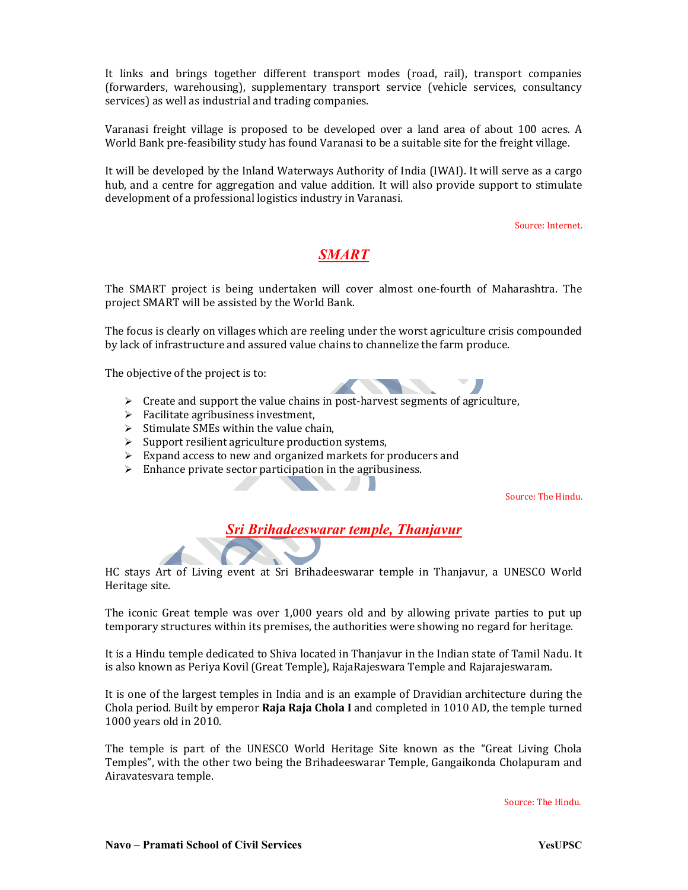It links and brings together different transport modes (road, rail), transport companies (forwarders, warehousing), supplementary transport service (vehicle services, consultancy services) as well as industrial and trading companies.

Varanasi freight village is proposed to be developed over a land area of about 100 acres. A World Bank pre-feasibility study has found Varanasi to be a suitable site for the freight village.

It will be developed by the Inland Waterways Authority of India (IWAI). It will serve as a cargo hub, and a centre for aggregation and value addition. It will also provide support to stimulate development of a professional logistics industry in Varanasi.

Source: Internet.

## *SMART*

The SMART project is being undertaken will cover almost one-fourth of Maharashtra. The project SMART will be assisted by the World Bank.

The focus is clearly on villages which are reeling under the worst agriculture crisis compounded by lack of infrastructure and assured value chains to channelize the farm produce.

The objective of the project is to:

- Create and support the value chains in post-harvest segments of agriculture,
- Facilitate agribusiness investment,
- Stimulate SMEs within the value chain,
- Support resilient agriculture production systems,
- Expand access to new and organized markets for producers and
- Enhance private sector participation in the agribusiness.

Source: The Hindu.

## *Sri Brihadeeswarar temple, Thanjavur*

HC stays Art of Living event at Sri Brihadeeswarar temple in Thanjavur, a UNESCO World Heritage site.

The iconic Great temple was over 1,000 years old and by allowing private parties to put up temporary structures within its premises, the authorities were showing no regard for heritage.

It is a Hindu temple dedicated to Shiva located in Thanjavur in the Indian state of Tamil Nadu. It is also known as Periya Kovil (Great Temple), RajaRajeswara Temple and Rajarajeswaram.

It is one of the largest temples in India and is an example of Dravidian architecture during the Chola period. Built by emperor **Raja Raja Chola I** and completed in 1010 AD, the temple turned 1000 years old in 2010.

The temple is part of the UNESCO World Heritage Site known as the "Great Living Chola Temples", with the other two being the Brihadeeswarar Temple, Gangaikonda Cholapuram and Airavatesvara temple.

Source: The Hindu.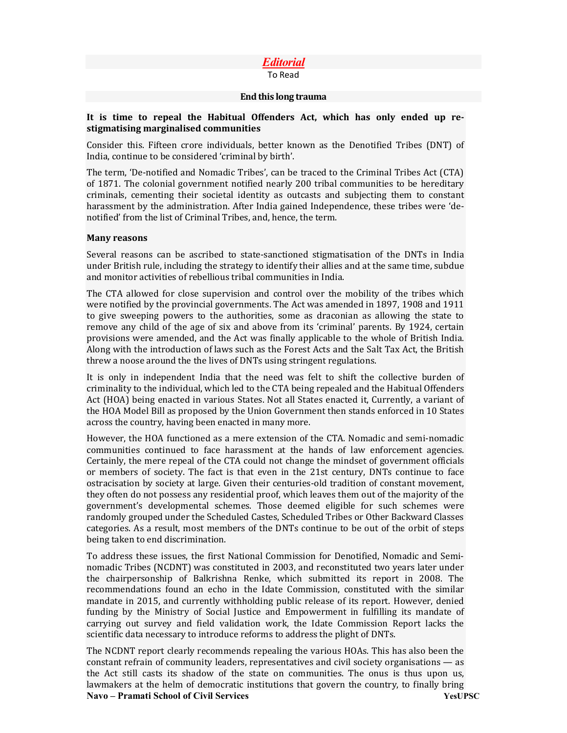# *Editorial*

To Read

### End this long trauma

**It is time to repeal the Habitual Offenders Act, which has only ended up re-stigmatising marginalised communities**

Consider this. Fifteen crore individuals, better known as the Denotified Tribes (DNT) of India, continue to be considered 'criminal by birth'.

The term, 'De-notified and Nomadic Tribes', can be traced to the Criminal Tribes Act (CTA) of 1871. The colonial government notified nearly 200 tribal communities to be hereditary criminals, cementing their societal identity as outcasts and subjecting them to constant harassment by the administration. After India gained Independence, these tribes were 'de-notified' from the list of Criminal Tribes, and, hence, the term.

**Many reasons**

Several reasons can be ascribed to state-sanctioned stigmatisation of the DNTs in India under British rule, including the strategy to identify their allies and at the same time, subdue and monitor activities of rebellious tribal communities in India.

The CTA allowed for close supervision and control over the mobility of the tribes which were notified by the provincial governments. The Act was amended in 1897, 1908 and 1911 to give sweeping powers to the authorities, some as draconian as allowing the state to remove any child of the age of six and above from its 'criminal' parents. By 1924, certain provisions were amended, and the Act was finally applicable to the whole of British India. Along with the introduction of laws such as the Forest Acts and the Salt Tax Act, the British threw a noose around the the lives of DNTs using stringent regulations.

It is only in independent India that the need was felt to shift the collective burden of criminality to the individual, which led to the CTA being repealed and the Habitual Offenders Act (HOA) being enacted in various States. Not all States enacted it, Currently, a variant of the HOA Model Bill as proposed by the Union Government then stands enforced in 10 States across the country, having been enacted in many more.

However, the HOA functioned as a mere extension of the CTA. Nomadic and semi-nomadic communities continued to face harassment at the hands of law enforcement agencies. Certainly, the mere repeal of the CTA could not change the mindset of government officials or members of society. The fact is that even in the 21st century, DNTs continue to face ostracisation by society at large. Given their centuries-old tradition of constant movement, they often do not possess any residential proof, which leaves them out of the majority of the government's developmental schemes. Those deemed eligible for such schemes were randomly grouped under the Scheduled Castes, Scheduled Tribes or Other Backward Classes categories. As a result, most members of the DNTs continue to be out of the orbit of steps being taken to end discrimination.

To address these issues, the first National Commission for Denotified, Nomadic and Semi-nomadic Tribes (NCDNT) was constituted in 2003, and reconstituted two years later under the chairpersonship of Balkrishna Renke, which submitted its report in 2008. The recommendations found an echo in the Idate Commission, constituted with the similar mandate in 2015, and currently withholding public release of its report. However, denied funding by the Ministry of Social Justice and Empowerment in fulfilling its mandate of carrying out survey and field validation work, the Idate Commission Report lacks the scientific data necessary to introduce reforms to address the plight of DNTs.

The NCDNT report clearly recommends repealing the various HOAs. This has also been the constant refrain of community leaders, representatives and civil society organisations — as the Act still casts its shadow of the state on communities. The onus is thus upon us, lawmakers at the helm of democratic institutions that govern the country, to finally bring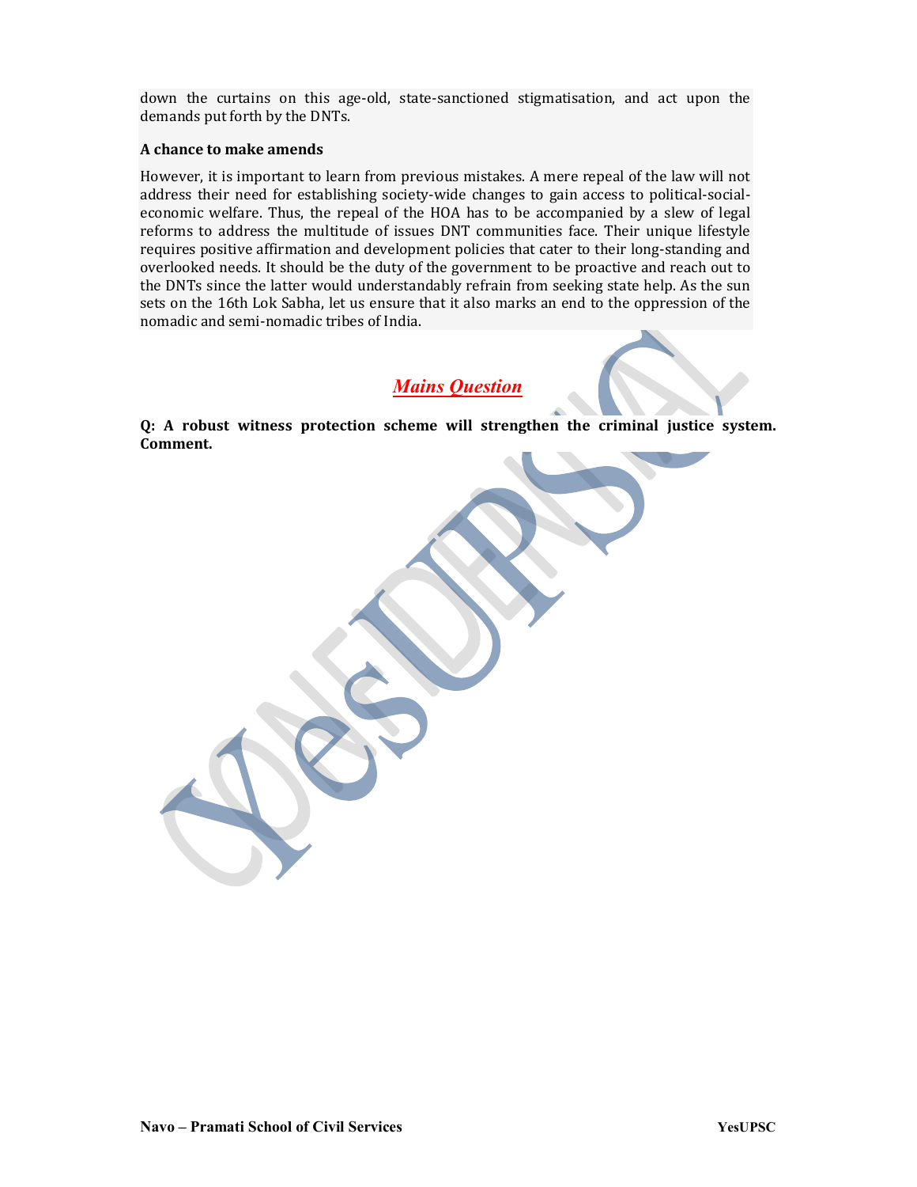down the curtains on this age-old, state-sanctioned stigmatisation, and act upon the demands put forth by the DNTs.

### A chance to make amends

However, it is important to learn from previous mistakes. A mere repeal of the law will not address their need for establishing society-wide changes to gain access to political-social-economic welfare. Thus, the repeal of the HOA has to be accompanied by a slew of legal reforms to address the multitude of issues DNT communities face. Their unique lifestyle requires positive affirmation and development policies that cater to their long-standing and overlooked needs. It should be the duty of the government to be proactive and reach out to the DNTs since the latter would understandably refrain from seeking state help. As the sun sets on the 16th Lok Sabha, let us ensure that it also marks an end to the oppression of the nomadic and semi-nomadic tribes of India.

## *Mains Question*

**Q: A robust witness protection scheme will strengthen the criminal justice system. Comment.**